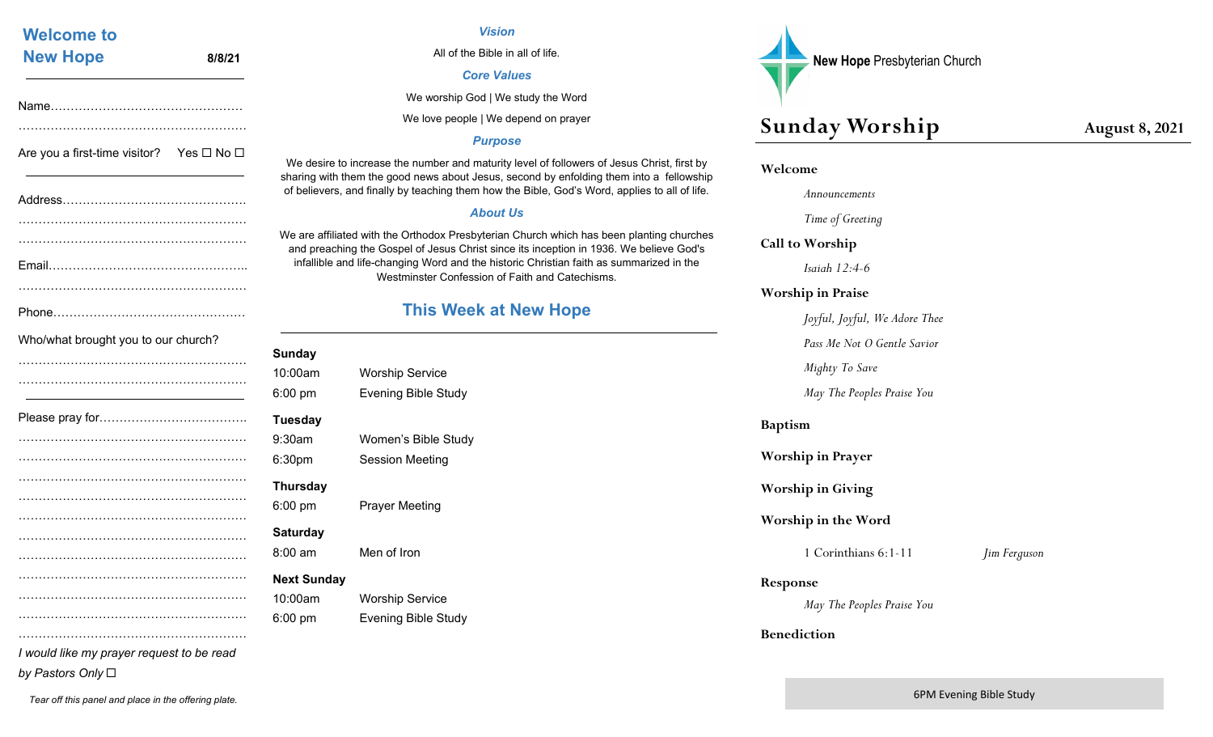# Welcome to New Hope

8/8/21

Name.................................................

.........................................................

Are you a first-time visitor? Yes ☐ No ☐

Address..............................................

.........................................................

.........................................................

Email..................................................

.........................................................

Phone.................................................

Who/what brought you to our church?

.........................................................

.........................................................

Please pray for.....................................

.........................................................

.........................................................

.........................................................

.........................................................

.........................................................

.........................................................

.........................................................

.........................................................

.........................................................

.........................................................

.........................................................

*I would like my prayer request to be read by Pastors Only* ☐

*Tear off this panel and place in the offering plate.*

### *Vision*

All of the Bible in all of life.

### *Core Values*

We worship God | We study the Word

We love people | We depend on prayer

### *Purpose*

We desire to increase the number and maturity level of followers of Jesus Christ, first by sharing with them the good news about Jesus, second by enfolding them into a fellowship of believers, and finally by teaching them how the Bible, God's Word, applies to all of life.

### *About Us*

We are affiliated with the Orthodox Presbyterian Church which has been planting churches and preaching the Gospel of Jesus Christ since its inception in 1936. We believe God's infallible and life-changing Word and the historic Christian faith as summarized in the Westminster Confession of Faith and Catechisms.

## This Week at New Hope

**Sunday**

| | |
|---|---|
| 10:00am | Worship Service |
| 6:00 pm | Evening Bible Study |

**Tuesday**

| | |
|---|---|
| 9:30am | Women's Bible Study |
| 6:30pm | Session Meeting |

**Thursday**

| | |
|---|---|
| 6:00 pm | Prayer Meeting |

**Saturday**

| | |
|---|---|
| 8:00 am | Men of Iron |

**Next Sunday**

| | |
|---|---|
| 10:00am | Worship Service |
| 6:00 pm | Evening Bible Study |

**New Hope** Presbyterian Church

# Sunday Worship

**August 8, 2021**

**Welcome**

*Announcements*

*Time of Greeting*

**Call to Worship**

*Isaiah 12:4-6*

**Worship in Praise**

*Joyful, Joyful, We Adore Thee*

*Pass Me Not O Gentle Savior*

*Mighty To Save*

*May The Peoples Praise You*

**Baptism**

**Worship in Prayer**

**Worship in Giving**

**Worship in the Word**

1 Corinthians 6:1-11 — *Jim Ferguson*

**Response**

*May The Peoples Praise You*

**Benediction**

6PM Evening Bible Study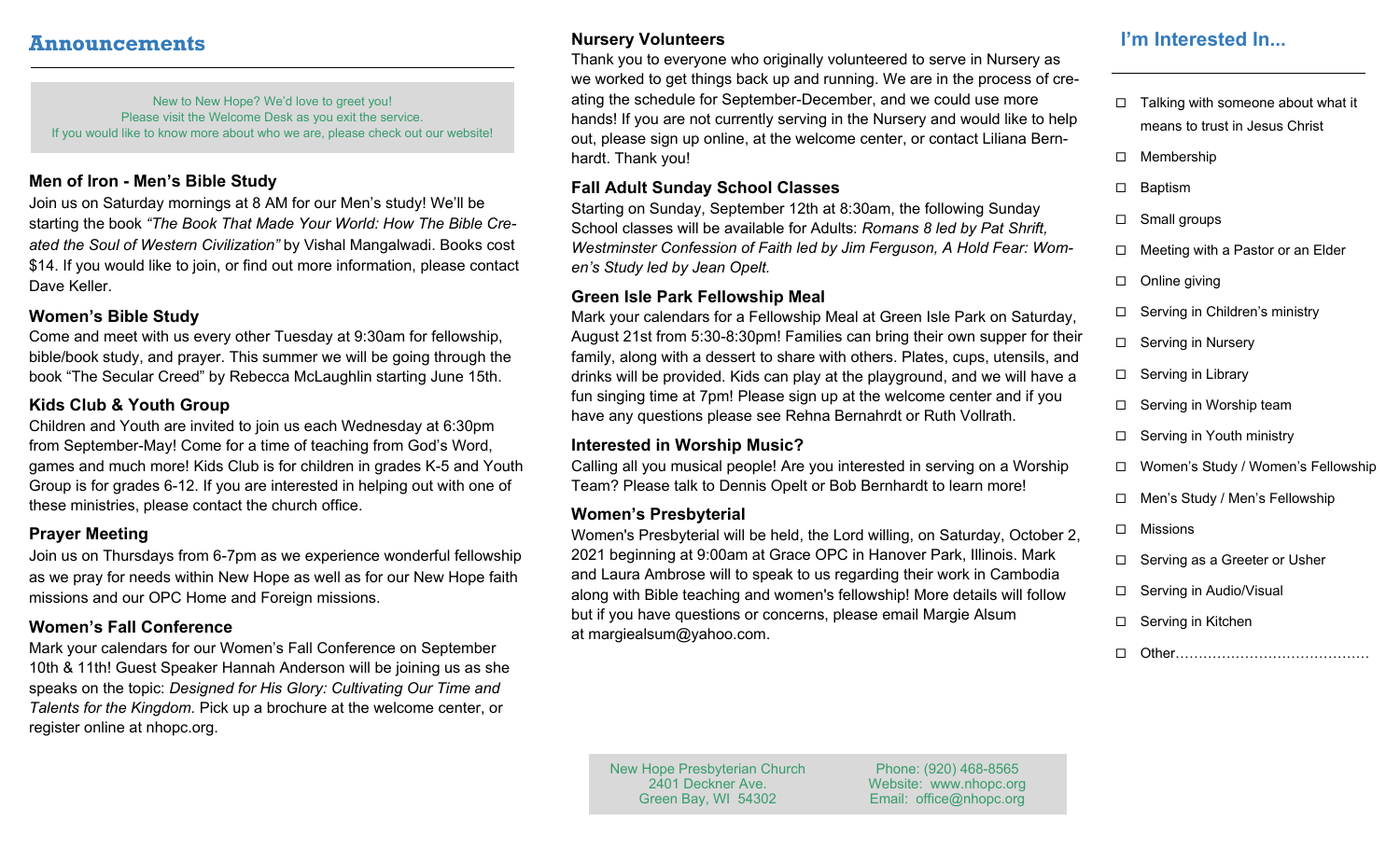## Announcements

New to New Hope? We'd love to greet you!
Please visit the Welcome Desk as you exit the service.
If you would like to know more about who we are, please check out our website!

### Men of Iron - Men's Bible Study

Join us on Saturday mornings at 8 AM for our Men's study! We'll be starting the book *"The Book That Made Your World: How The Bible Created the Soul of Western Civilization"* by Vishal Mangalwadi. Books cost $14. If you would like to join, or find out more information, please contact Dave Keller.

### Women's Bible Study

Come and meet with us every other Tuesday at 9:30am for fellowship, bible/book study, and prayer. This summer we will be going through the book "The Secular Creed" by Rebecca McLaughlin starting June 15th.

### Kids Club & Youth Group

Children and Youth are invited to join us each Wednesday at 6:30pm from September-May! Come for a time of teaching from God's Word, games and much more! Kids Club is for children in grades K-5 and Youth Group is for grades 6-12. If you are interested in helping out with one of these ministries, please contact the church office.

### Prayer Meeting

Join us on Thursdays from 6-7pm as we experience wonderful fellowship as we pray for needs within New Hope as well as for our New Hope faith missions and our OPC Home and Foreign missions.

### Women's Fall Conference

Mark your calendars for our Women's Fall Conference on September 10th & 11th! Guest Speaker Hannah Anderson will be joining us as she speaks on the topic: *Designed for His Glory: Cultivating Our Time and Talents for the Kingdom.* Pick up a brochure at the welcome center, or register online at nhopc.org.

### Nursery Volunteers

Thank you to everyone who originally volunteered to serve in Nursery as we worked to get things back up and running. We are in the process of creating the schedule for September-December, and we could use more hands! If you are not currently serving in the Nursery and would like to help out, please sign up online, at the welcome center, or contact Liliana Bernhardt. Thank you!

### Fall Adult Sunday School Classes

Starting on Sunday, September 12th at 8:30am, the following Sunday School classes will be available for Adults: *Romans 8 led by Pat Shrift, Westminster Confession of Faith led by Jim Ferguson, A Hold Fear: Women's Study led by Jean Opelt.*

### Green Isle Park Fellowship Meal

Mark your calendars for a Fellowship Meal at Green Isle Park on Saturday, August 21st from 5:30-8:30pm! Families can bring their own supper for their family, along with a dessert to share with others. Plates, cups, utensils, and drinks will be provided. Kids can play at the playground, and we will have a fun singing time at 7pm! Please sign up at the welcome center and if you have any questions please see Rehna Bernahrdt or Ruth Vollrath.

### Interested in Worship Music?

Calling all you musical people! Are you interested in serving on a Worship Team? Please talk to Dennis Opelt or Bob Bernhardt to learn more!

### Women's Presbyterial

Women's Presbyterial will be held, the Lord willing, on Saturday, October 2, 2021 beginning at 9:00am at Grace OPC in Hanover Park, Illinois. Mark and Laura Ambrose will to speak to us regarding their work in Cambodia along with Bible teaching and women's fellowship! More details will follow but if you have questions or concerns, please email Margie Alsum at margiealsum@yahoo.com.

New Hope Presbyterian Church
2401 Deckner Ave.
Green Bay, WI 54302

Phone: (920) 468-8565
Website: www.nhopc.org
Email: office@nhopc.org

## I'm Interested In...

- ☐ Talking with someone about what it means to trust in Jesus Christ
- ☐ Membership
- ☐ Baptism
- ☐ Small groups
- ☐ Meeting with a Pastor or an Elder
- ☐ Online giving
- ☐ Serving in Children's ministry
- ☐ Serving in Nursery
- ☐ Serving in Library
- ☐ Serving in Worship team
- ☐ Serving in Youth ministry
- ☐ Women's Study / Women's Fellowship
- ☐ Men's Study / Men's Fellowship
- ☐ Missions
- ☐ Serving as a Greeter or Usher
- ☐ Serving in Audio/Visual
- ☐ Serving in Kitchen
- ☐ Other……………………………………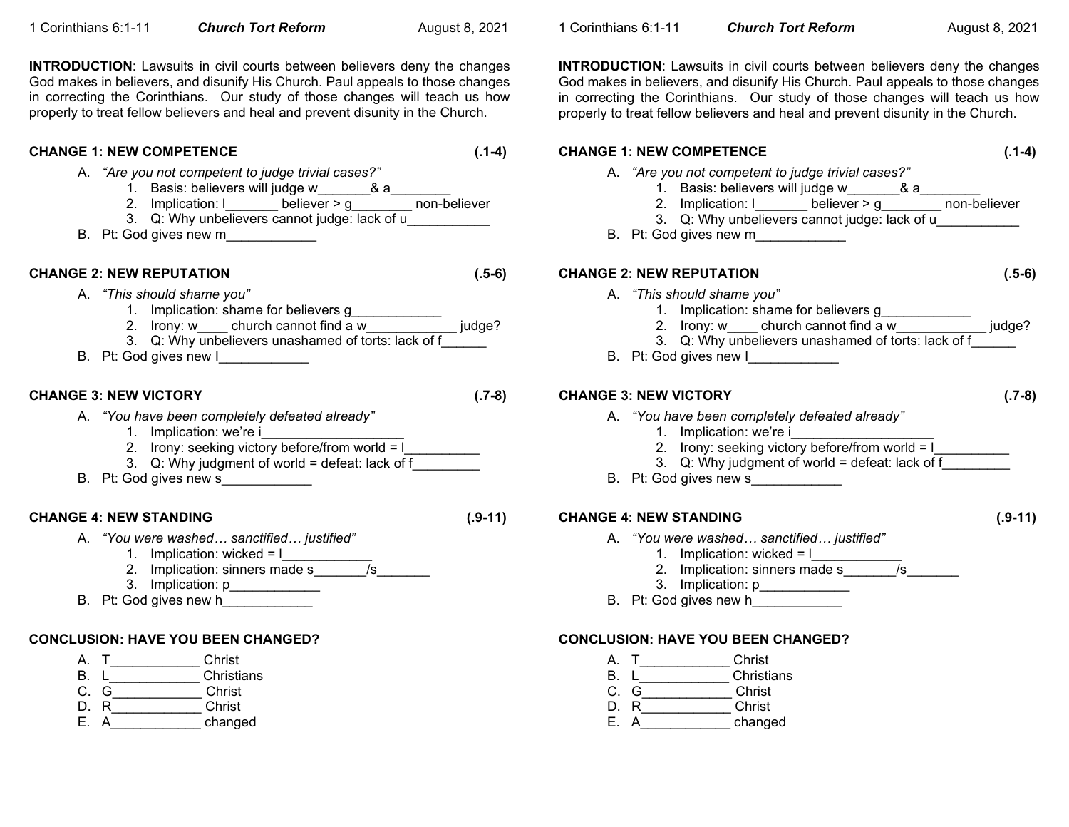1 Corinthians 6:1-11 ***Church Tort Reform*** August 8, 2021

**INTRODUCTION**: Lawsuits in civil courts between believers deny the changes God makes in believers, and disunify His Church. Paul appeals to those changes in correcting the Corinthians. Our study of those changes will teach us how properly to treat fellow believers and heal and prevent disunity in the Church.

**CHANGE 1: NEW COMPETENCE** **(.1-4)**

A. *"Are you not competent to judge trivial cases?"*
   1. Basis: believers will judge w_______& a________
   2. Implication: l_______ believer > g________ non-believer
   3. Q: Why unbelievers cannot judge: lack of u___________

B. Pt: God gives new m____________

**CHANGE 2: NEW REPUTATION** **(.5-6)**

A. *"This should shame you"*
   1. Implication: shame for believers g____________
   2. Irony: w____ church cannot find a w____________ judge?
   3. Q: Why unbelievers unashamed of torts: lack of f______

B. Pt: God gives new l____________

**CHANGE 3: NEW VICTORY** **(.7-8)**

A. *"You have been completely defeated already"*
   1. Implication: we're i___________________
   2. Irony: seeking victory before/from world = l__________
   3. Q: Why judgment of world = defeat: lack of f_________

B. Pt: God gives new s____________

**CHANGE 4: NEW STANDING** **(.9-11)**

A. *"You were washed… sanctified… justified"*
   1. Implication: wicked = l____________
   2. Implication: sinners made s_______/s_______
   3. Implication: p____________

B. Pt: God gives new h____________

**CONCLUSION: HAVE YOU BEEN CHANGED?**

A. T____________ Christ
B. L____________ Christians
C. G____________ Christ
D. R____________ Christ
E. A____________ changed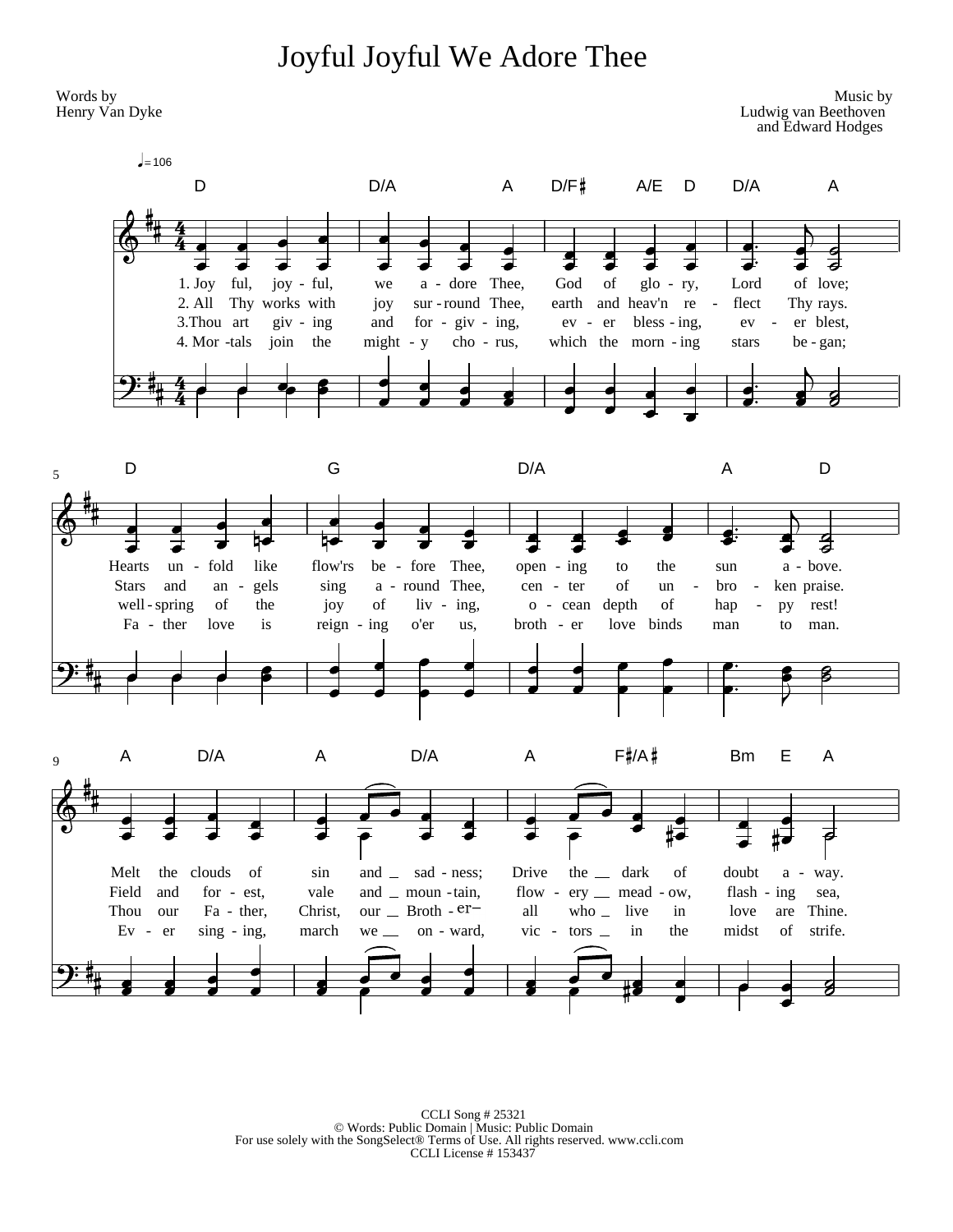# Joyful Joyful We Adore Thee

Words by
Henry Van Dyke

Music by
Ludwig van Beethoven
and Edward Hodges

1. Joyful, joyful, we adore Thee, God of glory, Lord of love;
Hearts unfold like flow'rs before Thee, opening to the sun above.
Melt the clouds of sin and sadness; Drive the dark of doubt away.

2. All Thy works with joy surround Thee, earth and heav'n reflect Thy rays.
Stars and angels sing around Thee, center of unbroken praise.
Field and forest, vale and mountain, flowery meadow, flashing sea,

3. Thou art giving and forgiving, ever blessing, ever blest,
well-spring of the joy of living, ocean depth of happy rest!
Thou our Father, Christ, our Brother, all who live in love are Thine.

4. Mortals join the mighty chorus, which the morning stars began;
Father love is reigning o'er us, brother love binds man to man.
Ever singing, march we onward, victors in the midst of strife.

CCLI Song # 25321
© Words: Public Domain | Music: Public Domain
For use solely with the SongSelect® Terms of Use. All rights reserved. www.ccli.com
CCLI License # 153437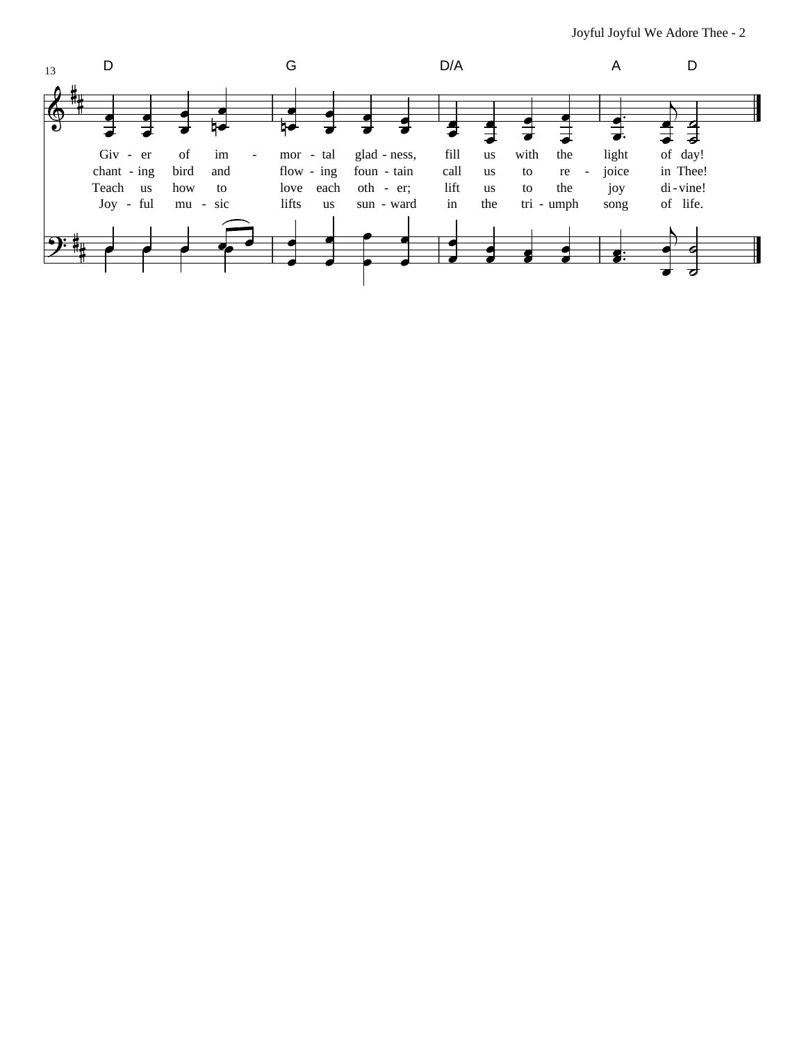13

D G D/A A D

Giv - er of im - mor - tal glad - ness, fill us with the light of day!
chant - ing bird and flow - ing foun - tain call us to re - joice in Thee!
Teach us how to love each oth - er; lift us to the joy di - vine!
Joy - ful mu - sic lifts us sun - ward in the tri - umph song of life.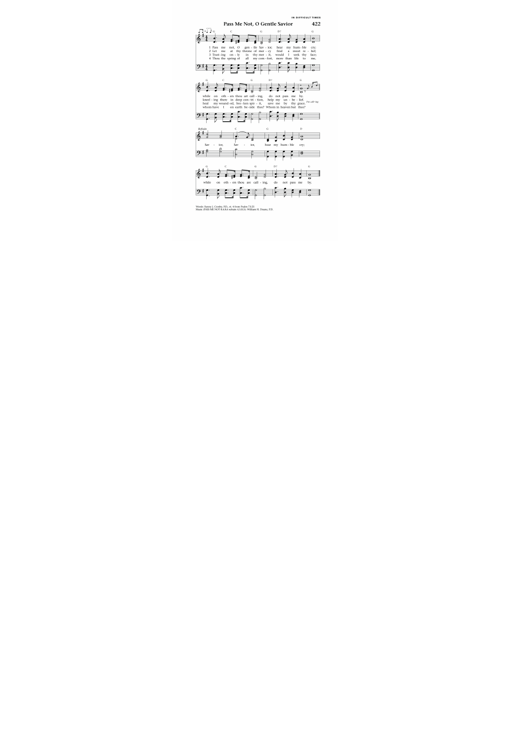IN DIFFICULT TIMES

# Pass Me Not, O Gentle Savior

422

1 Pass me not, O gentle Savior; hear my humble cry;
while on others thou art calling, do not pass me by.

2 Let me at thy throne of mercy find a sweet relief;
kneeling there in deep contrition, help my unbelief.

3 Trusting only in thy merit, would I seek thy face;
heal my wounded, broken spirit, save me by thy grace.

4 Thou the spring of all my comfort, more than life to me,
whom have I on earth beside thee? Whom in heaven but thee?

*Refrain*

Savior, Savior, hear my humble cry;
while on others thou are calling, do not pass me by.

Words: Fanny J. Crosby, P.D., st. 4 from Psalm 73:25
Music (PASS ME NOT 8.5.8.5 refrain 4.5.8.5): William H. Doane, P.D.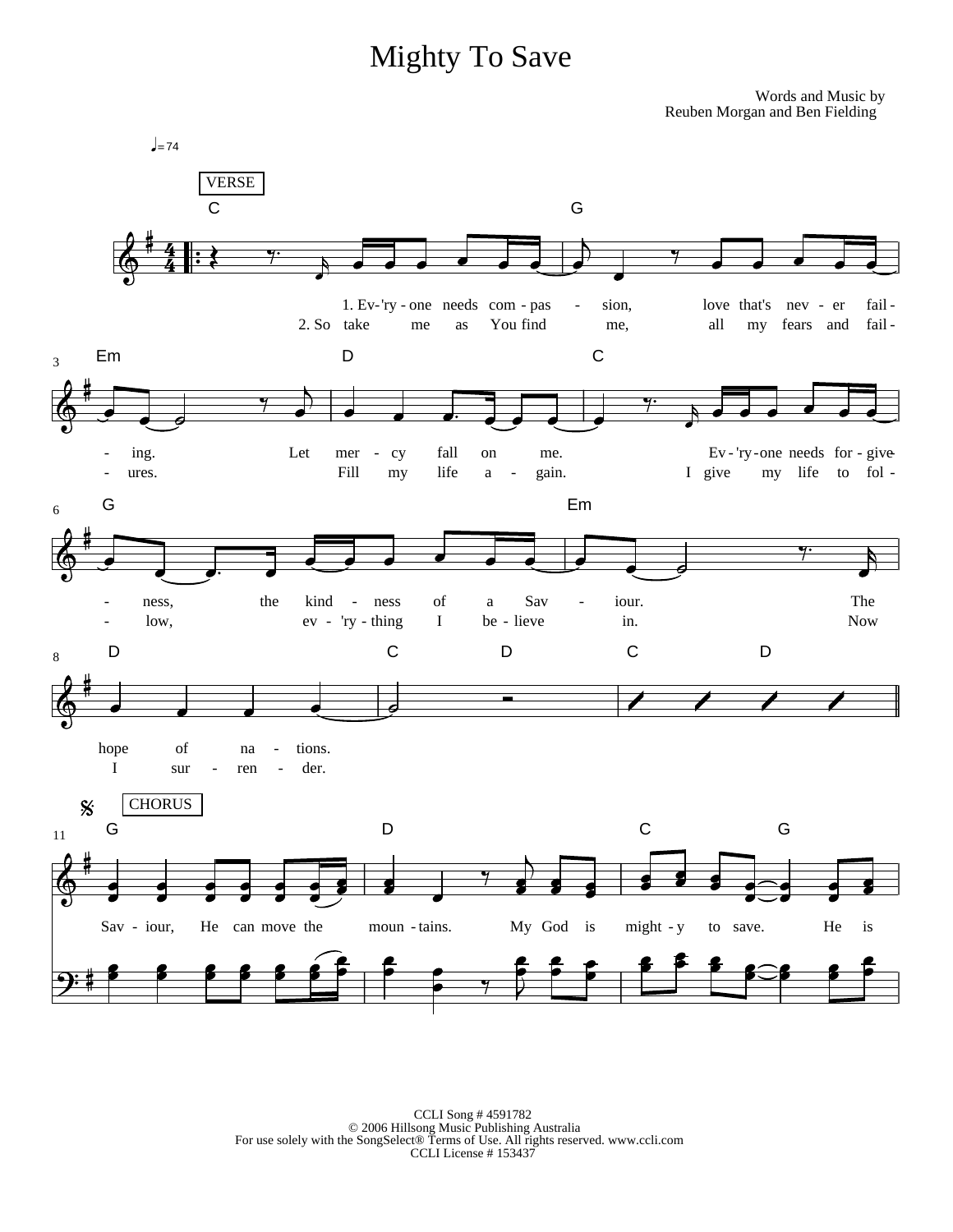# Mighty To Save

Words and Music by
Reuben Morgan and Ben Fielding

♩= 74

VERSE

C G Em D C G Em D C D C D

1. Ev-'ry-one needs com-pas-sion, love that's nev-er fail-ing. Let mer-cy fall on me. Ev-'ry-one needs for-give-ness, the kind-ness of a Sav-iour. The hope of na-tions.

2. So take me as You find me, all my fears and fail-ures. Fill my life a-gain. I give my life to fol-low, ev-'ry-thing I be-lieve in. Now I sur-ren-der.

CHORUS

G D C G

Sav-iour, He can move the moun-tains. My God is might-y to save. He is

CCLI Song # 4591782
© 2006 Hillsong Music Publishing Australia
For use solely with the SongSelect® Terms of Use. All rights reserved. www.ccli.com
CCLI License # 153437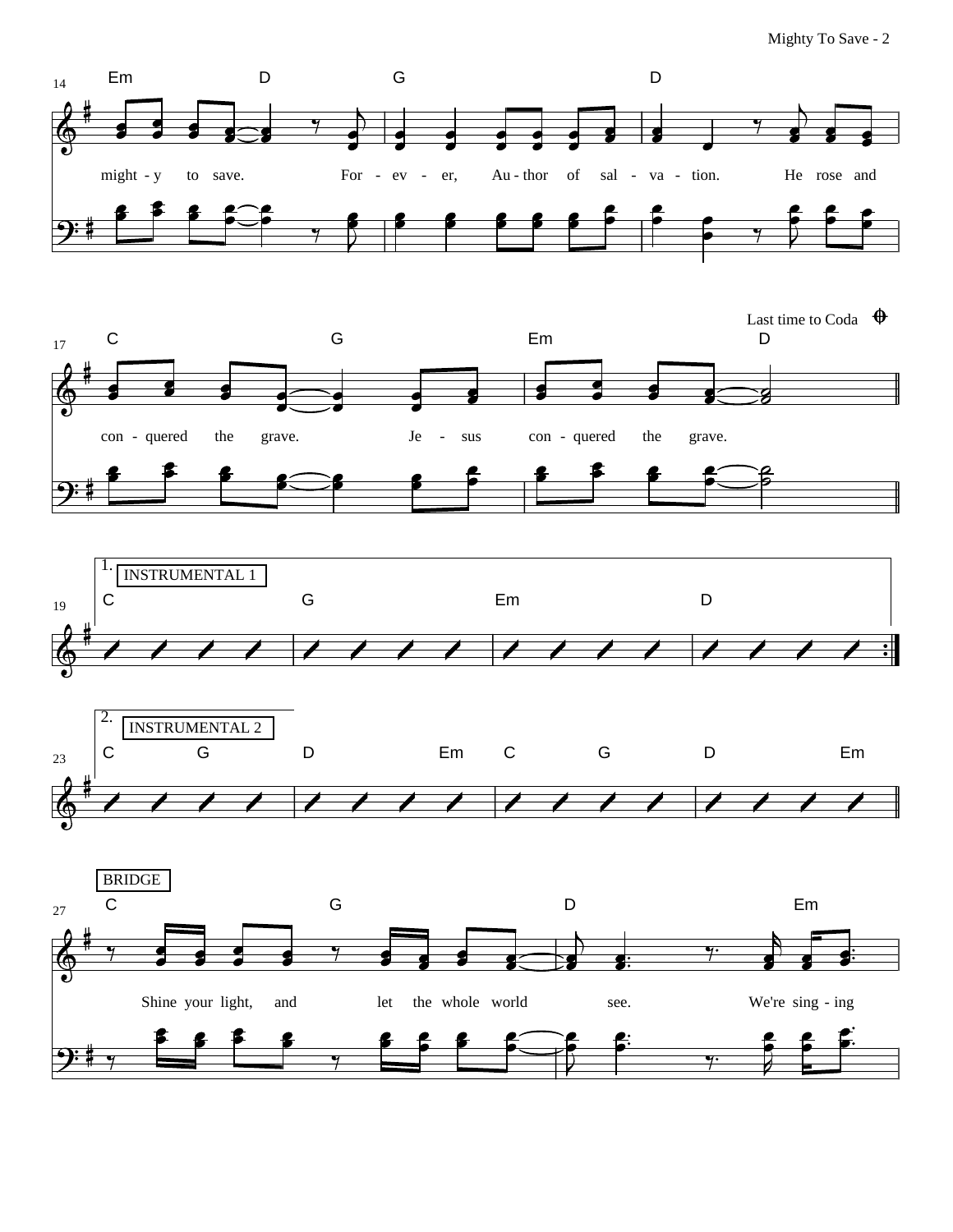Em D G D

might - y to save. For - ev - er, Au - thor of sal - va - tion. He rose and

Last time to Coda

C G Em D

con - quered the grave. Je - sus con - quered the grave.

1. INSTRUMENTAL 1

C G Em D

2. INSTRUMENTAL 2

C G D Em C G D Em

BRIDGE

C G D Em

Shine your light, and let the whole world see. We're sing - ing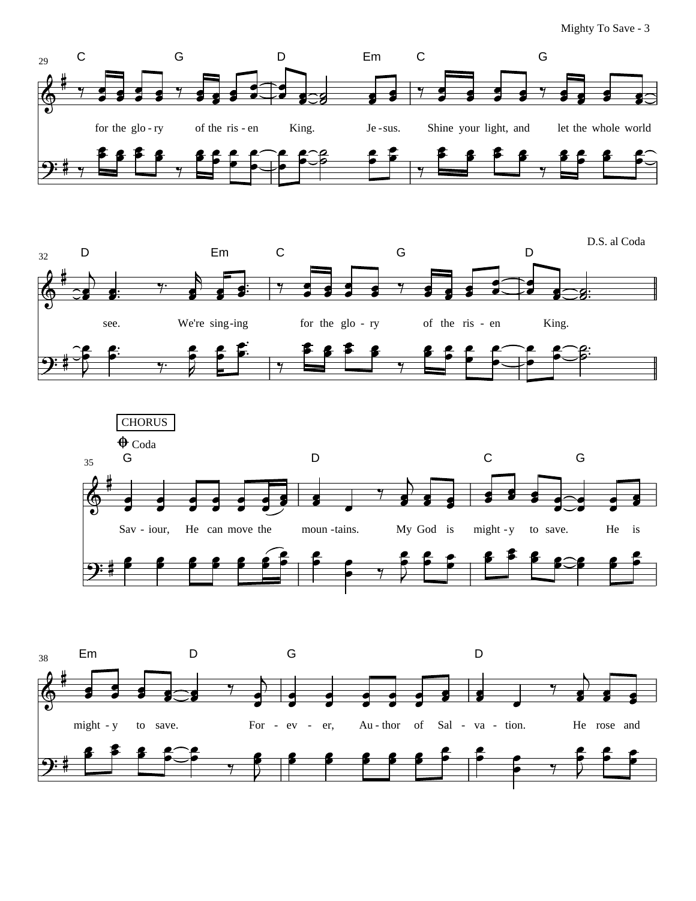D.S. al Coda

CHORUS

Coda

for the glo - ry of the ris - en King. Je - sus. Shine your light, and let the whole world see. We're sing - ing for the glo - ry of the ris - en King.

Sav - iour, He can move the moun - tains. My God is might - y to save. He is might - y to save. For - ev - er, Au - thor of Sal - va - tion. He rose and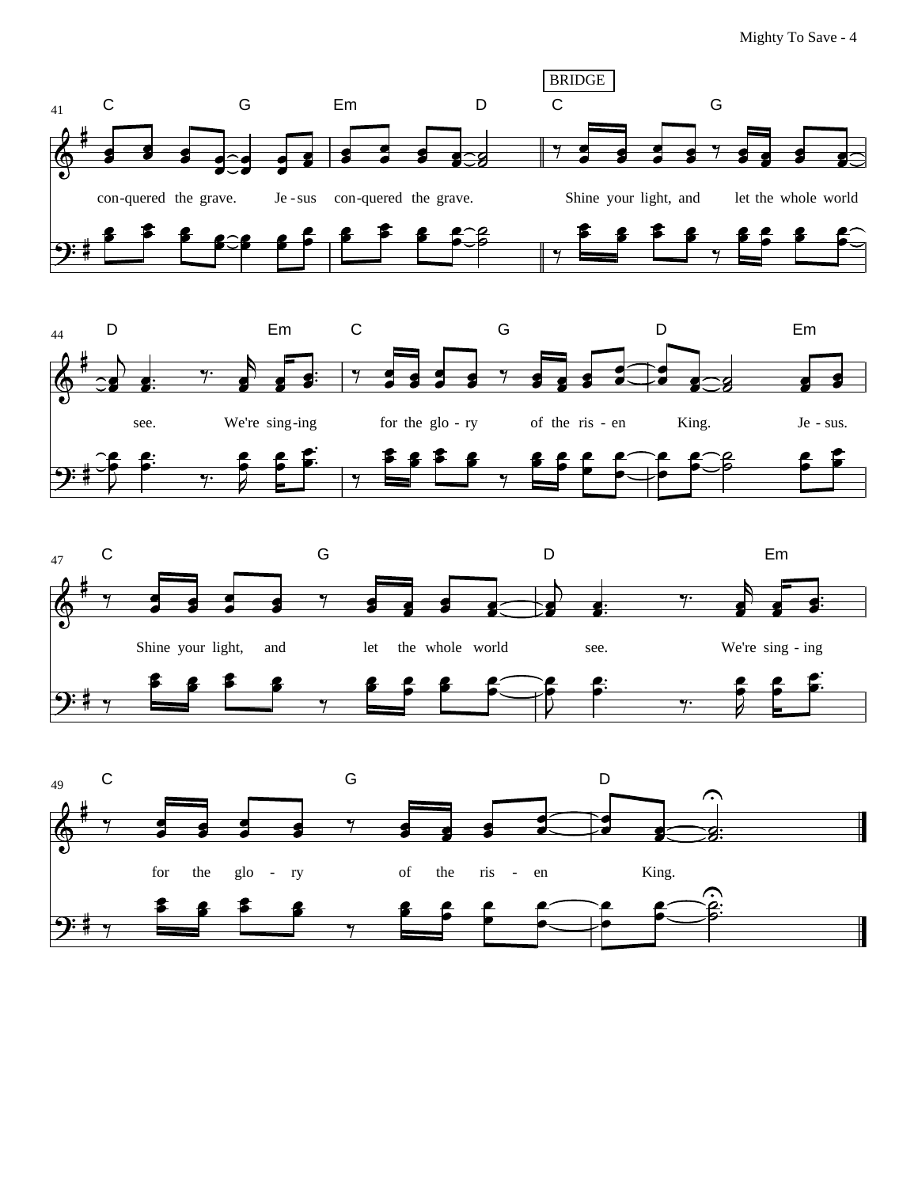BRIDGE

41

C G Em D C G

con-quered the grave. Je - sus con-quered the grave. Shine your light, and let the whole world

44

D Em C G D Em

see. We're sing-ing for the glo - ry of the ris - en King. Je - sus.

47

C G D Em

Shine your light, and let the whole world see. We're sing - ing

49

C G D

for the glo - ry of the ris - en King.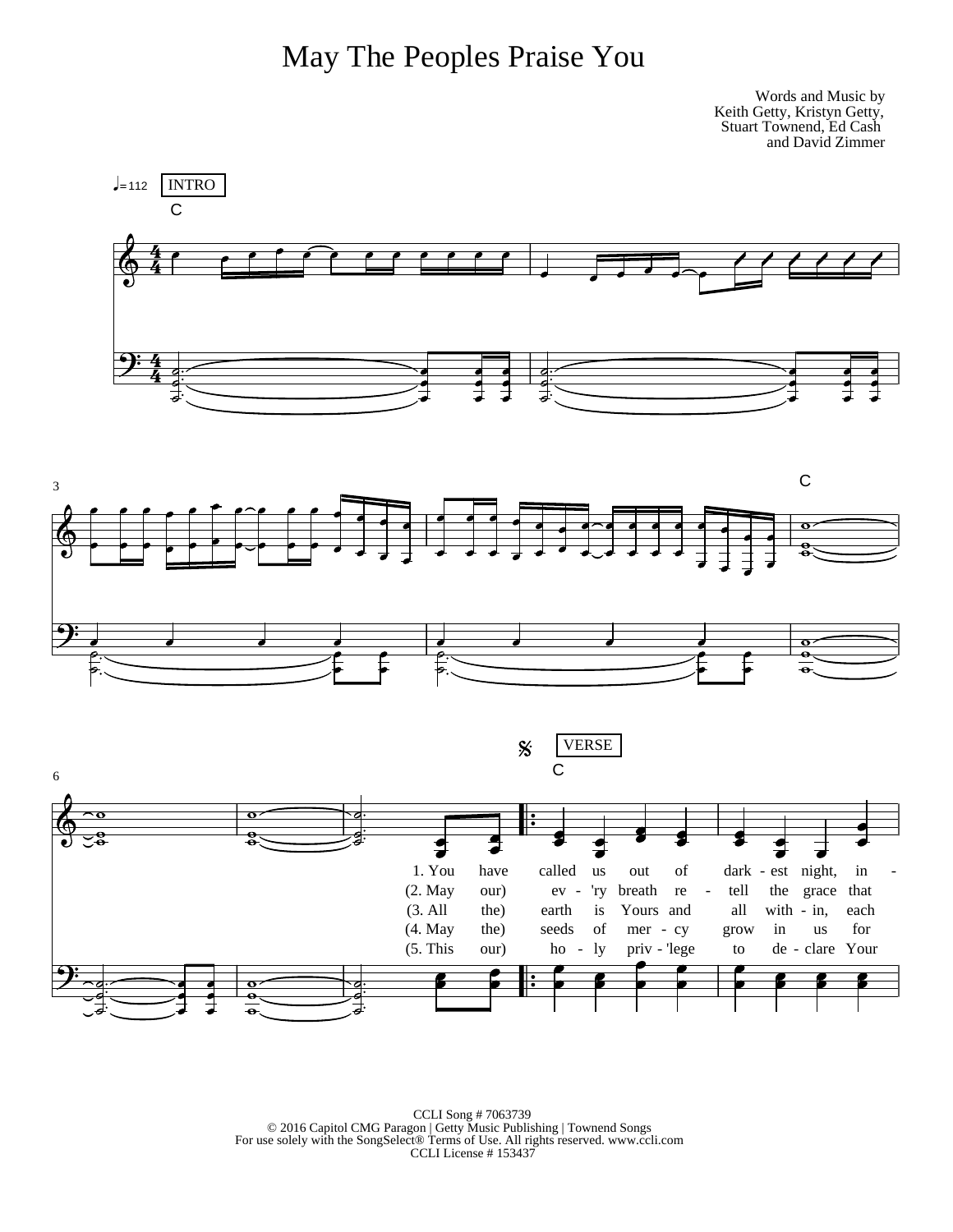# May The Peoples Praise You

Words and Music by
Keith Getty, Kristyn Getty,
Stuart Townend, Ed Cash
and David Zimmer

♩= 112 INTRO

C

C

VERSE

C

1. You have called us out of dark - est night, in -
(2. May our) ev - 'ry breath re - tell the grace that
(3. All the) earth is Yours and all with - in, each
(4. May the) seeds of mer - cy grow in us for
(5. This our) ho - ly priv - 'lege to de - clare Your

CCLI Song # 7063739
© 2016 Capitol CMG Paragon | Getty Music Publishing | Townend Songs
For use solely with the SongSelect® Terms of Use. All rights reserved. www.ccli.com
CCLI License # 153437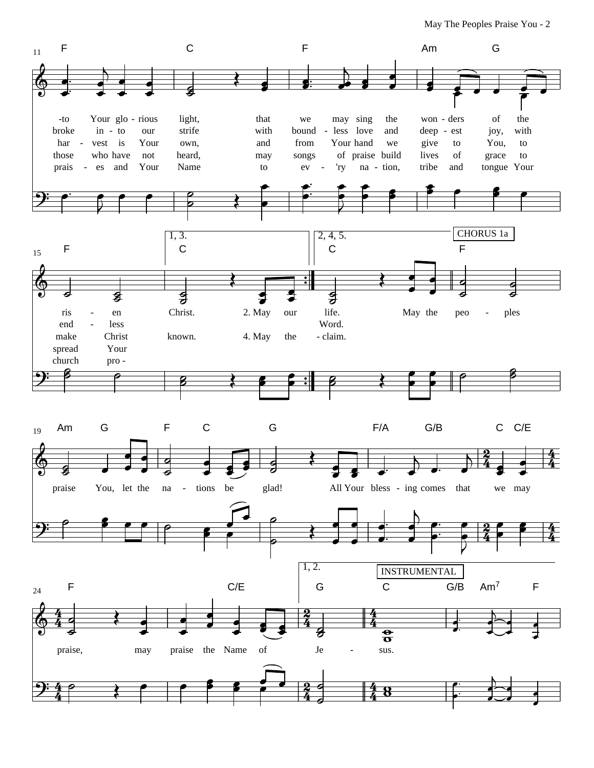11

F C F Am G

-to Your glo - rious light, that we may sing the won - ders of the
broke in - to our strife with bound - less love and deep - est joy, with
har - vest is Your own, and from Your hand we give to You, to
those who have not heard, may songs of praise build lives of grace to
prais - es and Your Name to ev - 'ry na - tion, tribe and tongue Your

15

F | 1, 3. C | 2, 4, 5. C | CHORUS 1a F

ris - en Christ. 2. May our life. May the peo - ples
end - less Word.
make Christ known. 4. May the - claim.
spread Your
church pro -

19

Am G F C G F/A G/B C C/E

praise You, let the na - tions be glad! All Your bless - ing comes that we may

24

F C/E | 1, 2. G | INSTRUMENTAL C G/B Am7 F

praise, may praise the Name of Je - sus.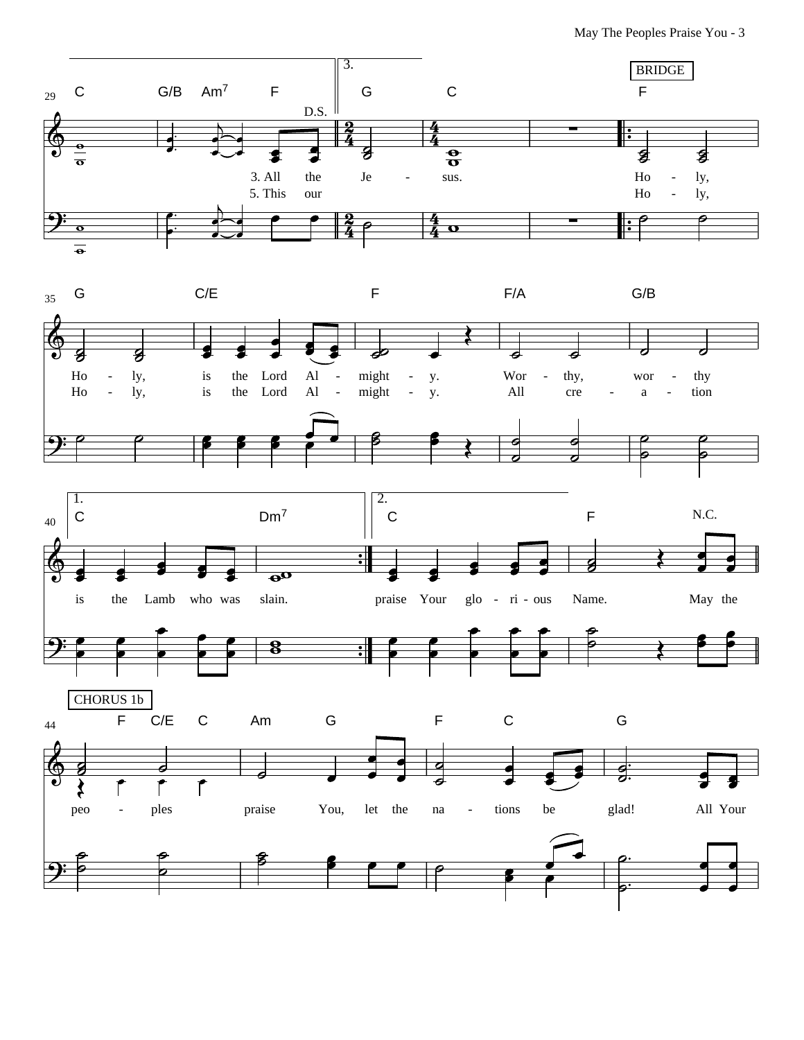BRIDGE

3. All the Je - sus.
5. This our

Ho - ly, Ho - ly, is the Lord Al - might - y. Wor - thy, wor - thy is the Lamb who was slain.
Ho - ly, Ho - ly, is the Lord Al - might - y. All cre - a - tion praise Your glo - ri - ous Name. May the

CHORUS 1b

peo - ples praise You, let the na - tions be glad! All Your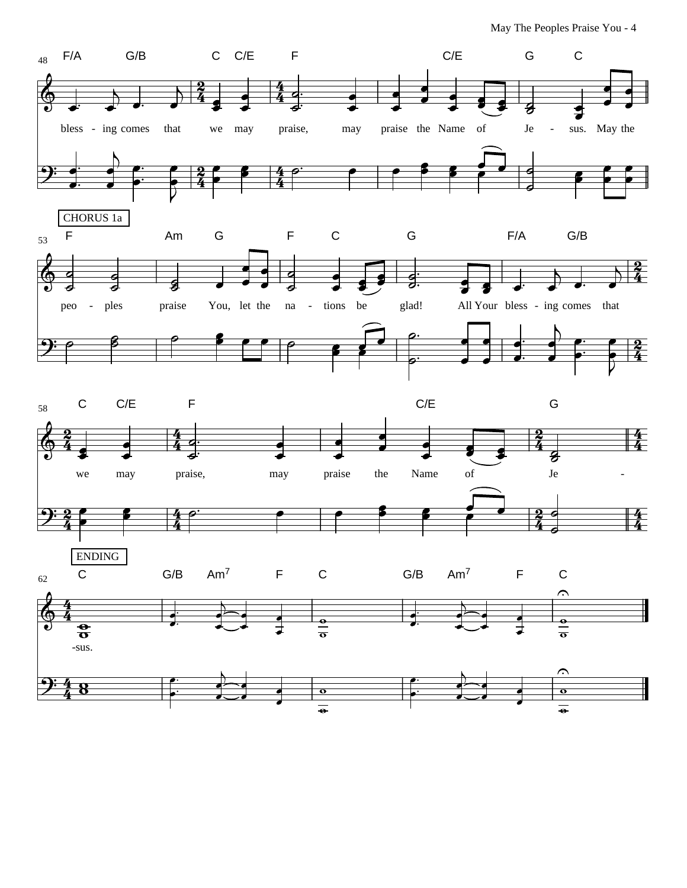CHORUS 1a

ENDING